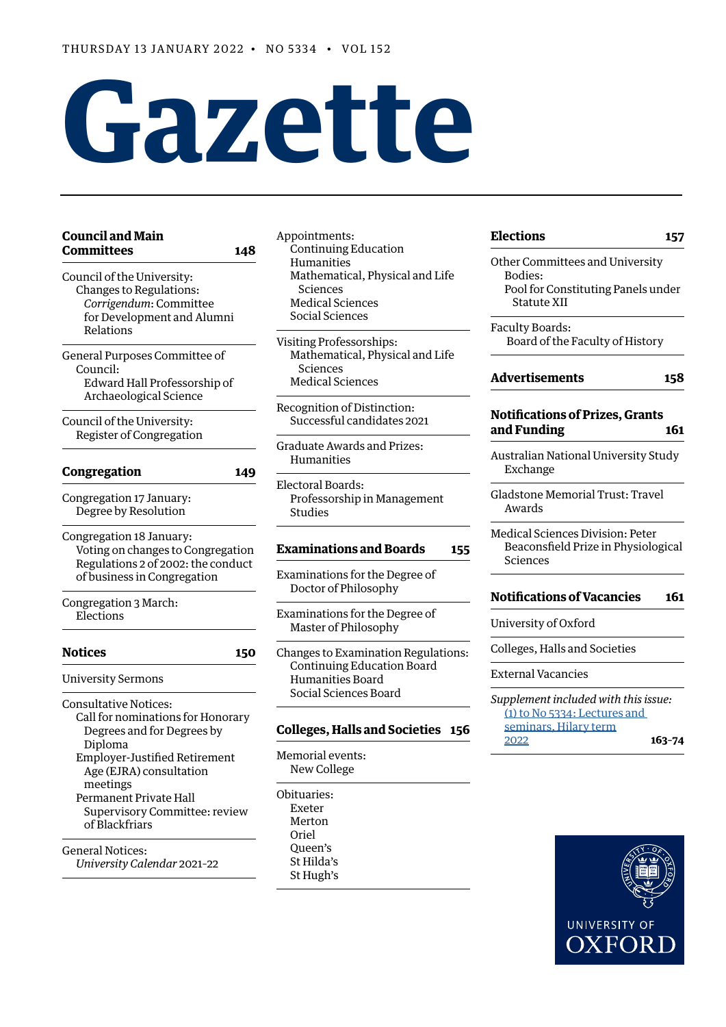THURSDAY 13 JANUARY 2022 • NO 5334 • VOL 152

# Gazette

## Council and Main Committees 148

Council of the University:
- Changes to Regulations:
  - *Corrigendum*: Committee for Development and Alumni Relations

General Purposes Committee of Council:
- Edward Hall Professorship of Archaeological Science

Council of the University:
- Register of Congregation

## Congregation 149

Congregation 17 January:
- Degree by Resolution

Congregation 18 January:
- Voting on changes to Congregation Regulations 2 of 2002: the conduct of business in Congregation

Congregation 3 March:
- Elections

## Notices 150

University Sermons

Consultative Notices:
- Call for nominations for Honorary Degrees and for Degrees by Diploma
- Employer-Justified Retirement Age (EJRA) consultation meetings
- Permanent Private Hall Supervisory Committee: review of Blackfriars

General Notices:
- *University Calendar* 2021–22

Appointments:
- Continuing Education
- Humanities
- Mathematical, Physical and Life Sciences
- Medical Sciences
- Social Sciences

Visiting Professorships:
- Mathematical, Physical and Life Sciences
- Medical Sciences

Recognition of Distinction:
- Successful candidates 2021

Graduate Awards and Prizes:
- Humanities

Electoral Boards:
- Professorship in Management Studies

## Examinations and Boards 155

Examinations for the Degree of Doctor of Philosophy

Examinations for the Degree of Master of Philosophy

Changes to Examination Regulations:
- Continuing Education Board
- Humanities Board
- Social Sciences Board

## Colleges, Halls and Societies 156

Memorial events:
- New College

Obituaries:
- Exeter
- Merton
- Oriel
- Queen's
- St Hilda's
- St Hugh's

## Elections 157

Other Committees and University Bodies:
- Pool for Constituting Panels under Statute XII

Faculty Boards:
- Board of the Faculty of History

## Advertisements 158

## Notifications of Prizes, Grants and Funding 161

Australian National University Study Exchange

Gladstone Memorial Trust: Travel Awards

Medical Sciences Division: Peter Beaconsfield Prize in Physiological Sciences

## Notifications of Vacancies 161

University of Oxford

Colleges, Halls and Societies

External Vacancies

*Supplement included with this issue:*
(1) to No 5334: Lectures and seminars, Hilary term 2022 163–74

UNIVERSITY OF OXFORD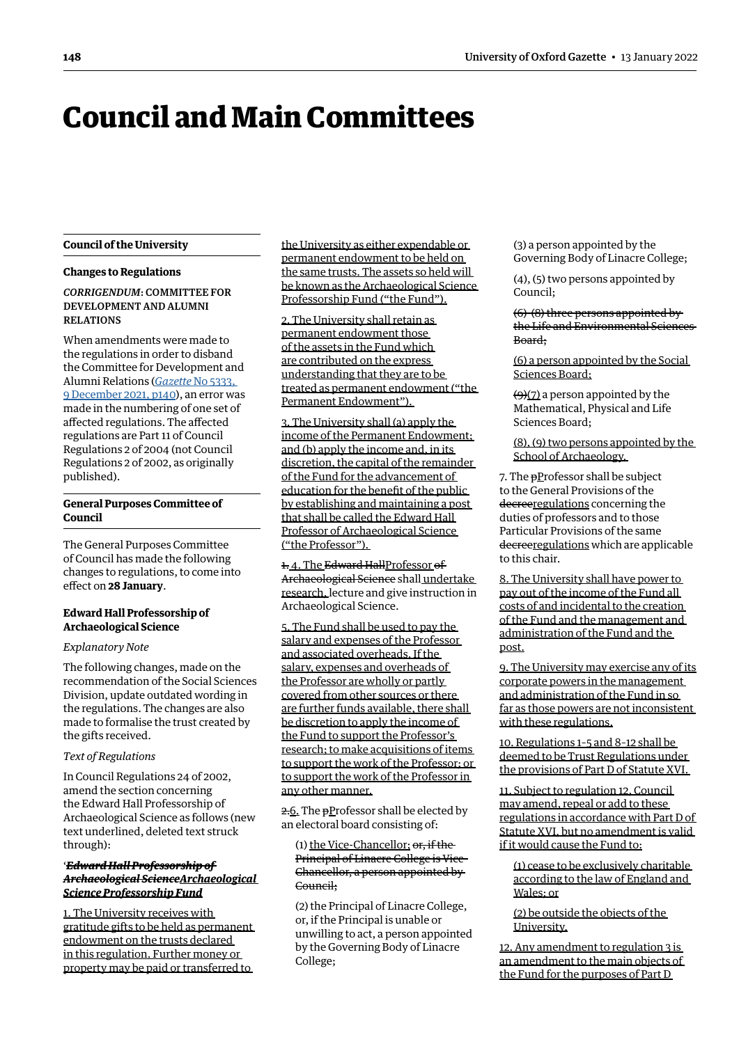# Council and Main Committees

## Council of the University

### Changes to Regulations

*CORRIGENDUM*: COMMITTEE FOR DEVELOPMENT AND ALUMNI RELATIONS

When amendments were made to the regulations in order to disband the Committee for Development and Alumni Relations (*Gazette* No 5333, 9 December 2021, p140), an error was made in the numbering of one set of affected regulations. The affected regulations are Part 11 of Council Regulations 2 of 2004 (not Council Regulations 2 of 2002, as originally published).

## General Purposes Committee of Council

The General Purposes Committee of Council has made the following changes to regulations, to come into effect on **28 January**.

### Edward Hall Professorship of Archaeological Science

*Explanatory Note*

The following changes, made on the recommendation of the Social Sciences Division, update outdated wording in the regulations. The changes are also made to formalise the trust created by the gifts received.

*Text of Regulations*

In Council Regulations 24 of 2002, amend the section concerning the Edward Hall Professorship of Archaeological Science as follows (new text underlined, deleted text struck through):

'***~~Edward Hall Professorship of Archaeological Science~~<u>Archaeological Science Professorship Fund</u>***

<u>1. The University receives with gratitude gifts to be held as permanent endowment on the trusts declared in this regulation. Further money or property may be paid or transferred to the University as either expendable or permanent endowment to be held on the same trusts. The assets so held will be known as the Archaeological Science Professorship Fund ("the Fund").</u>

<u>2. The University shall retain as permanent endowment those of the assets in the Fund which are contributed on the express understanding that they are to be treated as permanent endowment ("the Permanent Endowment").</u>

<u>3. The University shall (a) apply the income of the Permanent Endowment; and (b) apply the income and, in its discretion, the capital of the remainder of the Fund for the advancement of education for the benefit of the public by establishing and maintaining a post that shall be called the Edward Hall Professor of Archaeological Science ("the Professor").</u>

~~1.~~ <u>4.</u> The ~~Edward Hall~~Professor ~~of Archaeological Science~~ shall <u>undertake research,</u> lecture and give instruction in Archaeological Science.

<u>5. The Fund shall be used to pay the salary and expenses of the Professor and associated overheads. If the salary, expenses and overheads of the Professor are wholly or partly covered from other sources or there are further funds available, there shall be discretion to apply the income of the Fund to support the Professor's research; to make acquisitions of items to support the work of the Professor; or to support the work of the Professor in any other manner.</u>

~~2.~~<u>6.</u> The ~~p~~<u>P</u>rofessor shall be elected by an electoral board consisting of:

(1) <u>the Vice-Chancellor;</u> ~~or, if the Principal of Linacre College is Vice-Chancellor, a person appointed by Council;~~

(2) the Principal of Linacre College, or, if the Principal is unable or unwilling to act, a person appointed by the Governing Body of Linacre College;

(3) a person appointed by the Governing Body of Linacre College;

(4), (5) two persons appointed by Council;

~~(6)–(8) three persons appointed by the Life and Environmental Sciences Board;~~

<u>(6) a person appointed by the Social Sciences Board;</u>

~~(9)~~<u>(7)</u> a person appointed by the Mathematical, Physical and Life Sciences Board;

<u>(8), (9) two persons appointed by the School of Archaeology.</u>

7. The ~~p~~<u>P</u>rofessor shall be subject to the General Provisions of the ~~decree~~<u>regulations</u> concerning the duties of professors and to those Particular Provisions of the same ~~decree~~<u>regulations</u> which are applicable to this chair.

<u>8. The University shall have power to pay out of the income of the Fund all costs of and incidental to the creation of the Fund and the management and administration of the Fund and the post.</u>

<u>9. The University may exercise any of its corporate powers in the management and administration of the Fund in so far as those powers are not inconsistent with these regulations.</u>

<u>10. Regulations 1–5 and 8–12 shall be deemed to be Trust Regulations under the provisions of Part D of Statute XVI.</u>

<u>11. Subject to regulation 12, Council may amend, repeal or add to these regulations in accordance with Part D of Statute XVI, but no amendment is valid if it would cause the Fund to:</u>

<u>(1) cease to be exclusively charitable according to the law of England and Wales; or</u>

<u>(2) be outside the objects of the University.</u>

<u>12. Any amendment to regulation 3 is an amendment to the main objects of the Fund for the purposes of Part D</u>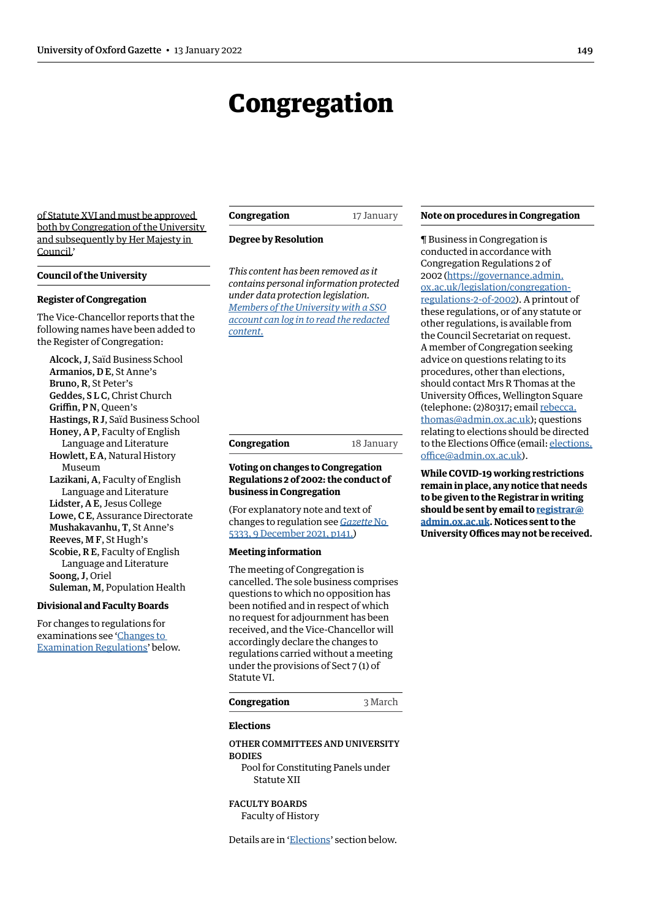# Congregation

of Statute XVI and must be approved both by Congregation of the University and subsequently by Her Majesty in Council.'

## Council of the University

### Register of Congregation

The Vice-Chancellor reports that the following names have been added to the Register of Congregation:

**Alcock, J**, Saïd Business School
**Armanios, D E**, St Anne's
**Bruno, R**, St Peter's
**Geddes, S L C**, Christ Church
**Griffin, P N**, Queen's
**Hastings, R J**, Saïd Business School
**Honey, A P**, Faculty of English Language and Literature
**Howlett, E A**, Natural History Museum
**Lazikani, A**, Faculty of English Language and Literature
**Lidster, A E**, Jesus College
**Lowe, C E**, Assurance Directorate
**Mushakavanhu, T**, St Anne's
**Reeves, M F**, St Hugh's
**Scobie, R E**, Faculty of English Language and Literature
**Soong, J**, Oriel
**Suleman, M**, Population Health

### Divisional and Faculty Boards

For changes to regulations for examinations see 'Changes to Examination Regulations' below.

## Congregation 17 January

### Degree by Resolution

*This content has been removed as it contains personal information protected under data protection legislation. Members of the University with a SSO account can log in to read the redacted content.*

## Congregation 18 January

### Voting on changes to Congregation Regulations 2 of 2002: the conduct of business in Congregation

(For explanatory note and text of changes to regulation see *Gazette* No 5333, 9 December 2021, p141.)

### Meeting information

The meeting of Congregation is cancelled. The sole business comprises questions to which no opposition has been notified and in respect of which no request for adjournment has been received, and the Vice-Chancellor will accordingly declare the changes to regulations carried without a meeting under the provisions of Sect 7 (1) of Statute VI.

## Congregation 3 March

### Elections

OTHER COMMITTEES AND UNIVERSITY BODIES
Pool for Constituting Panels under Statute XII

FACULTY BOARDS
Faculty of History

Details are in 'Elections' section below.

## Note on procedures in Congregation

¶ Business in Congregation is conducted in accordance with Congregation Regulations 2 of 2002 (https://governance.admin.ox.ac.uk/legislation/congregation-regulations-2-of-2002). A printout of these regulations, or of any statute or other regulations, is available from the Council Secretariat on request. A member of Congregation seeking advice on questions relating to its procedures, other than elections, should contact Mrs R Thomas at the University Offices, Wellington Square (telephone: (2)80317; email rebecca.thomas@admin.ox.ac.uk); questions relating to elections should be directed to the Elections Office (email: elections.office@admin.ox.ac.uk).

**While COVID-19 working restrictions remain in place, any notice that needs to be given to the Registrar in writing should be sent by email to registrar@admin.ox.ac.uk. Notices sent to the University Offices may not be received.**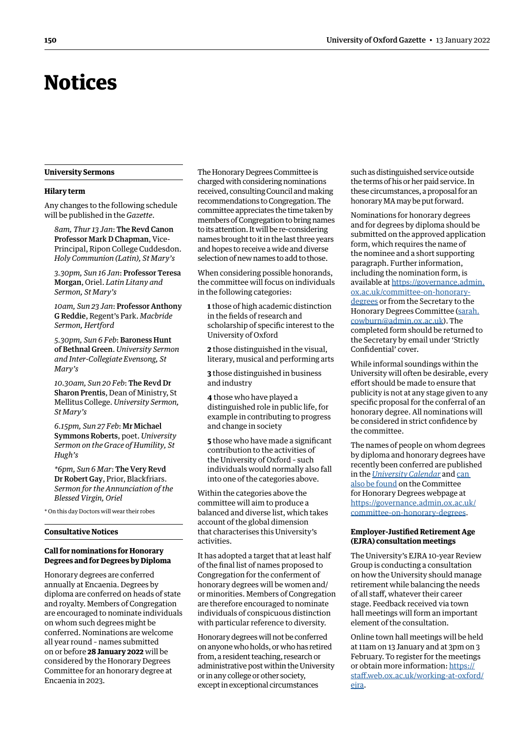# Notices

## University Sermons

### Hilary term

Any changes to the following schedule will be published in the *Gazette*.

*8am, Thur 13 Jan*: **The Revd Canon Professor Mark D Chapman**, Vice-Principal, Ripon College Cuddesdon. *Holy Communion (Latin), St Mary's*

*3.30pm, Sun 16 Jan*: **Professor Teresa Morgan**, Oriel. *Latin Litany and Sermon, St Mary's*

*10am, Sun 23 Jan*: **Professor Anthony G Reddie**, Regent's Park. *Macbride Sermon, Hertford*

*5.30pm, Sun 6 Feb*: **Baroness Hunt of Bethnal Green**. *University Sermon and Inter-Collegiate Evensong, St Mary's*

*10.30am, Sun 20 Feb*: **The Revd Dr Sharon Prentis**, Dean of Ministry, St Mellitus College. *University Sermon, St Mary's*

*6.15pm, Sun 27 Feb*: **Mr Michael Symmons Roberts**, poet. *University Sermon on the Grace of Humility, St Hugh's*

*\*6pm, Sun 6 Mar*: **The Very Revd Dr Robert Gay**, Prior, Blackfriars. *Sermon for the Annunciation of the Blessed Virgin, Oriel*

\* On this day Doctors will wear their robes

## Consultative Notices

### Call for nominations for Honorary Degrees and for Degrees by Diploma

Honorary degrees are conferred annually at Encaenia. Degrees by diploma are conferred on heads of state and royalty. Members of Congregation are encouraged to nominate individuals on whom such degrees might be conferred. Nominations are welcome all year round – names submitted on or before **28 January 2022** will be considered by the Honorary Degrees Committee for an honorary degree at Encaenia in 2023.

The Honorary Degrees Committee is charged with considering nominations received, consulting Council and making recommendations to Congregation. The committee appreciates the time taken by members of Congregation to bring names to its attention. It will be re-considering names brought to it in the last three years and hopes to receive a wide and diverse selection of new names to add to those.

When considering possible honorands, the committee will focus on individuals in the following categories:

**1** those of high academic distinction in the fields of research and scholarship of specific interest to the University of Oxford

**2** those distinguished in the visual, literary, musical and performing arts

**3** those distinguished in business and industry

**4** those who have played a distinguished role in public life, for example in contributing to progress and change in society

**5** those who have made a significant contribution to the activities of the University of Oxford – such individuals would normally also fall into one of the categories above.

Within the categories above the committee will aim to produce a balanced and diverse list, which takes account of the global dimension that characterises this University's activities.

It has adopted a target that at least half of the final list of names proposed to Congregation for the conferment of honorary degrees will be women and/or minorities. Members of Congregation are therefore encouraged to nominate individuals of conspicuous distinction with particular reference to diversity.

Honorary degrees will not be conferred on anyone who holds, or who has retired from, a resident teaching, research or administrative post within the University or in any college or other society, except in exceptional circumstances such as distinguished service outside the terms of his or her paid service. In these circumstances, a proposal for an honorary MA may be put forward.

Nominations for honorary degrees and for degrees by diploma should be submitted on the approved application form, which requires the name of the nominee and a short supporting paragraph. Further information, including the nomination form, is available at https://governance.admin.ox.ac.uk/committee-on-honorary-degrees or from the Secretary to the Honorary Degrees Committee (sarah.cowburn@admin.ox.ac.uk). The completed form should be returned to the Secretary by email under 'Strictly Confidential' cover.

While informal soundings within the University will often be desirable, every effort should be made to ensure that publicity is not at any stage given to any specific proposal for the conferral of an honorary degree. All nominations will be considered in strict confidence by the committee.

The names of people on whom degrees by diploma and honorary degrees have recently been conferred are published in the *University Calendar* and can also be found on the Committee for Honorary Degrees webpage at https://governance.admin.ox.ac.uk/committee-on-honorary-degrees.

### Employer-Justified Retirement Age (EJRA) consultation meetings

The University's EJRA 10-year Review Group is conducting a consultation on how the University should manage retirement while balancing the needs of all staff, whatever their career stage. Feedback received via town hall meetings will form an important element of the consultation.

Online town hall meetings will be held at 11am on 13 January and at 3pm on 3 February. To register for the meetings or obtain more information: https://staff.web.ox.ac.uk/working-at-oxford/ejra.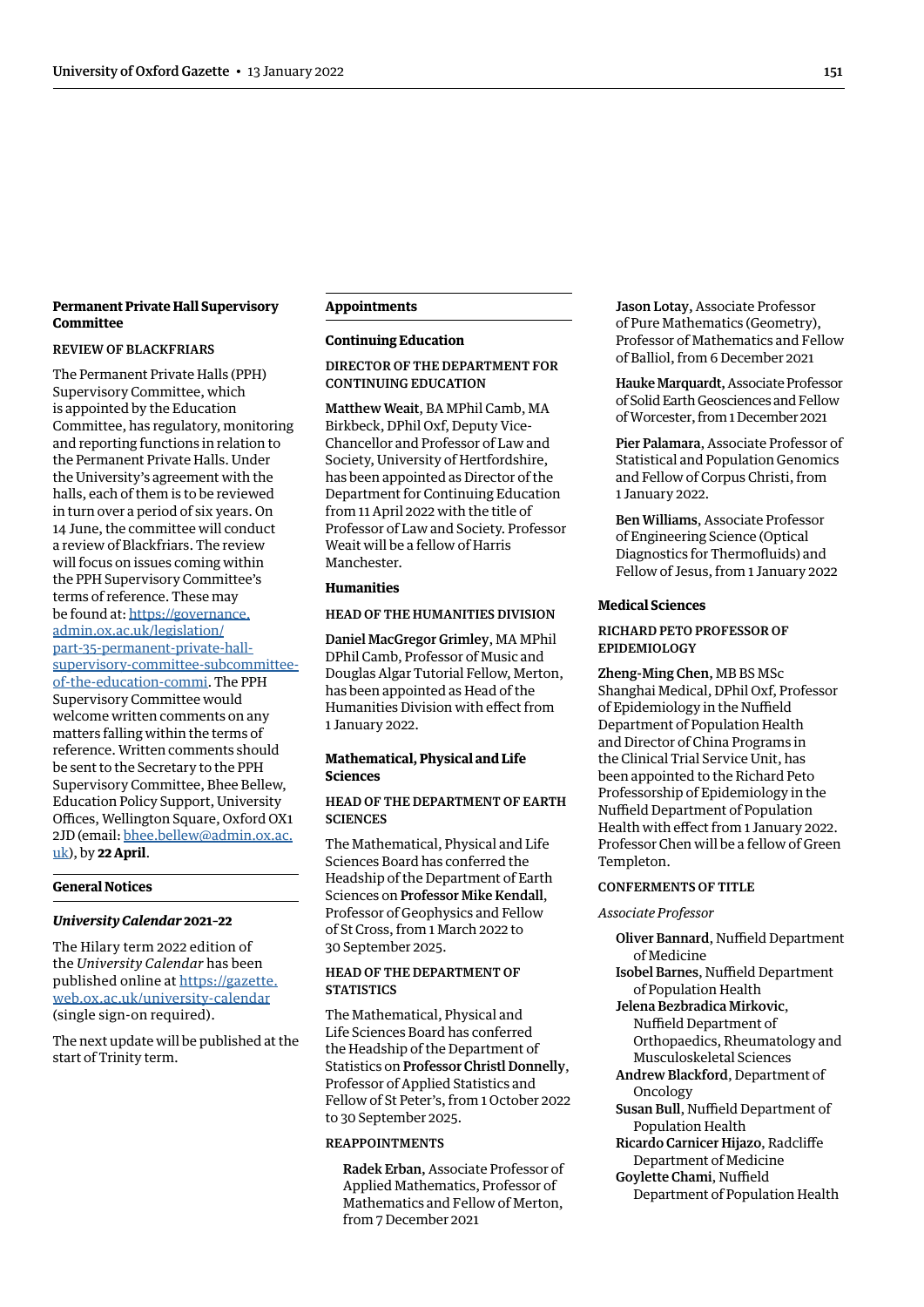## Permanent Private Hall Supervisory Committee

### REVIEW OF BLACKFRIARS

The Permanent Private Halls (PPH) Supervisory Committee, which is appointed by the Education Committee, has regulatory, monitoring and reporting functions in relation to the Permanent Private Halls. Under the University's agreement with the halls, each of them is to be reviewed in turn over a period of six years. On 14 June, the committee will conduct a review of Blackfriars. The review will focus on issues coming within the PPH Supervisory Committee's terms of reference. These may be found at: https://governance.admin.ox.ac.uk/legislation/part-35-permanent-private-hall-supervisory-committee-subcommittee-of-the-education-commi. The PPH Supervisory Committee would welcome written comments on any matters falling within the terms of reference. Written comments should be sent to the Secretary to the PPH Supervisory Committee, Bhee Bellew, Education Policy Support, University Offices, Wellington Square, Oxford OX1 2JD (email: bhee.bellew@admin.ox.ac.uk), by **22 April**.

## General Notices

### *University Calendar* 2021–22

The Hilary term 2022 edition of the *University Calendar* has been published online at https://gazette.web.ox.ac.uk/university-calendar (single sign-on required).

The next update will be published at the start of Trinity term.

## Appointments

### Continuing Education

#### DIRECTOR OF THE DEPARTMENT FOR CONTINUING EDUCATION

**Matthew Weait**, BA MPhil Camb, MA Birkbeck, DPhil Oxf, Deputy Vice-Chancellor and Professor of Law and Society, University of Hertfordshire, has been appointed as Director of the Department for Continuing Education from 11 April 2022 with the title of Professor of Law and Society. Professor Weait will be a fellow of Harris Manchester.

### Humanities

#### HEAD OF THE HUMANITIES DIVISION

**Daniel MacGregor Grimley**, MA MPhil DPhil Camb, Professor of Music and Douglas Algar Tutorial Fellow, Merton, has been appointed as Head of the Humanities Division with effect from 1 January 2022.

### Mathematical, Physical and Life Sciences

#### HEAD OF THE DEPARTMENT OF EARTH SCIENCES

The Mathematical, Physical and Life Sciences Board has conferred the Headship of the Department of Earth Sciences on **Professor Mike Kendall**, Professor of Geophysics and Fellow of St Cross, from 1 March 2022 to 30 September 2025.

#### HEAD OF THE DEPARTMENT OF STATISTICS

The Mathematical, Physical and Life Sciences Board has conferred the Headship of the Department of Statistics on **Professor Christl Donnelly**, Professor of Applied Statistics and Fellow of St Peter's, from 1 October 2022 to 30 September 2025.

#### REAPPOINTMENTS

**Radek Erban**, Associate Professor of Applied Mathematics, Professor of Mathematics and Fellow of Merton, from 7 December 2021

**Jason Lotay**, Associate Professor of Pure Mathematics (Geometry), Professor of Mathematics and Fellow of Balliol, from 6 December 2021

**Hauke Marquardt**, Associate Professor of Solid Earth Geosciences and Fellow of Worcester, from 1 December 2021

**Pier Palamara**, Associate Professor of Statistical and Population Genomics and Fellow of Corpus Christi, from 1 January 2022.

**Ben Williams**, Associate Professor of Engineering Science (Optical Diagnostics for Thermofluids) and Fellow of Jesus, from 1 January 2022

### Medical Sciences

#### RICHARD PETO PROFESSOR OF EPIDEMIOLOGY

**Zheng-Ming Chen**, MB BS MSc Shanghai Medical, DPhil Oxf, Professor of Epidemiology in the Nuffield Department of Population Health and Director of China Programs in the Clinical Trial Service Unit, has been appointed to the Richard Peto Professorship of Epidemiology in the Nuffield Department of Population Health with effect from 1 January 2022. Professor Chen will be a fellow of Green Templeton.

#### CONFERMENTS OF TITLE

*Associate Professor*

**Oliver Bannard**, Nuffield Department of Medicine
**Isobel Barnes**, Nuffield Department of Population Health
**Jelena Bezbradica Mirkovic**, Nuffield Department of Orthopaedics, Rheumatology and Musculoskeletal Sciences
**Andrew Blackford**, Department of Oncology
**Susan Bull**, Nuffield Department of Population Health
**Ricardo Carnicer Hijazo**, Radcliffe Department of Medicine
**Goylette Chami**, Nuffield Department of Population Health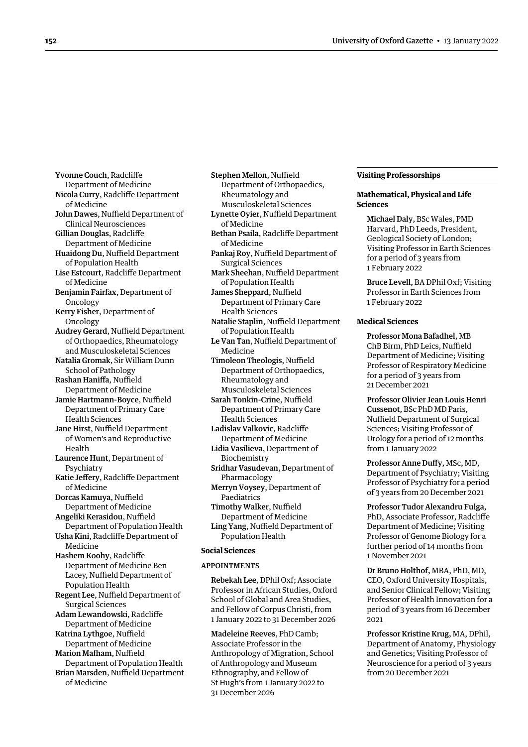**Yvonne Couch**, Radcliffe Department of Medicine
**Nicola Curry**, Radcliffe Department of Medicine
**John Dawes**, Nuffield Department of Clinical Neurosciences
**Gillian Douglas**, Radcliffe Department of Medicine
**Huaidong Du**, Nuffield Department of Population Health
**Lise Estcourt**, Radcliffe Department of Medicine
**Benjamin Fairfax**, Department of Oncology
**Kerry Fisher**, Department of Oncology
**Audrey Gerard**, Nuffield Department of Orthopaedics, Rheumatology and Musculoskeletal Sciences
**Natalia Gromak**, Sir William Dunn School of Pathology
**Rashan Haniffa**, Nuffield Department of Medicine
**Jamie Hartmann-Boyce**, Nuffield Department of Primary Care Health Sciences
**Jane Hirst**, Nuffield Department of Women's and Reproductive Health
**Laurence Hunt**, Department of Psychiatry
**Katie Jeffery**, Radcliffe Department of Medicine
**Dorcas Kamuya**, Nuffield Department of Medicine
**Angeliki Kerasidou**, Nuffield Department of Population Health
**Usha Kini**, Radcliffe Department of Medicine
**Hashem Koohy**, Radcliffe Department of Medicine Ben Lacey, Nuffield Department of Population Health
**Regent Lee**, Nuffield Department of Surgical Sciences
**Adam Lewandowski**, Radcliffe Department of Medicine
**Katrina Lythgoe**, Nuffield Department of Medicine
**Marion Mafham**, Nuffield Department of Population Health
**Brian Marsden**, Nuffield Department of Medicine
**Stephen Mellon**, Nuffield Department of Orthopaedics, Rheumatology and Musculoskeletal Sciences
**Lynette Oyier**, Nuffield Department of Medicine
**Bethan Psaila**, Radcliffe Department of Medicine
**Pankaj Roy**, Nuffield Department of Surgical Sciences
**Mark Sheehan**, Nuffield Department of Population Health
**James Sheppard**, Nuffield Department of Primary Care Health Sciences
**Natalie Staplin**, Nuffield Department of Population Health
**Le Van Tan**, Nuffield Department of Medicine
**Timoleon Theologis**, Nuffield Department of Orthopaedics, Rheumatology and Musculoskeletal Sciences
**Sarah Tonkin-Crine**, Nuffield Department of Primary Care Health Sciences
**Ladislav Valkovic**, Radcliffe Department of Medicine
**Lidia Vasilieva**, Department of Biochemistry
**Sridhar Vasudevan**, Department of Pharmacology
**Merryn Voysey**, Department of Paediatrics
**Timothy Walker**, Nuffield Department of Medicine
**Ling Yang**, Nuffield Department of Population Health

### Social Sciences

#### APPOINTMENTS

**Rebekah Lee**, DPhil Oxf; Associate Professor in African Studies, Oxford School of Global and Area Studies, and Fellow of Corpus Christi, from 1 January 2022 to 31 December 2026

**Madeleine Reeves**, PhD Camb; Associate Professor in the Anthropology of Migration, School of Anthropology and Museum Ethnography, and Fellow of St Hugh's from 1 January 2022 to 31 December 2026

## Visiting Professorships

### Mathematical, Physical and Life Sciences

**Michael Daly**, BSc Wales, PMD Harvard, PhD Leeds, President, Geological Society of London; Visiting Professor in Earth Sciences for a period of 3 years from 1 February 2022

**Bruce Levell**, BA DPhil Oxf; Visiting Professor in Earth Sciences from 1 February 2022

### Medical Sciences

**Professor Mona Bafadhel**, MB ChB Birm, PhD Leics, Nuffield Department of Medicine; Visiting Professor of Respiratory Medicine for a period of 3 years from 21 December 2021

**Professor Olivier Jean Louis Henri Cussenot**, BSc PhD MD Paris, Nuffield Department of Surgical Sciences; Visiting Professor of Urology for a period of 12 months from 1 January 2022

**Professor Anne Duffy**, MSc, MD, Department of Psychiatry; Visiting Professor of Psychiatry for a period of 3 years from 20 December 2021

**Professor Tudor Alexandru Fulga**, PhD, Associate Professor, Radcliffe Department of Medicine; Visiting Professor of Genome Biology for a further period of 14 months from 1 November 2021

**Dr Bruno Holthof**, MBA, PhD, MD, CEO, Oxford University Hospitals, and Senior Clinical Fellow; Visiting Professor of Health Innovation for a period of 3 years from 16 December 2021

**Professor Kristine Krug**, MA, DPhil, Department of Anatomy, Physiology and Genetics; Visiting Professor of Neuroscience for a period of 3 years from 20 December 2021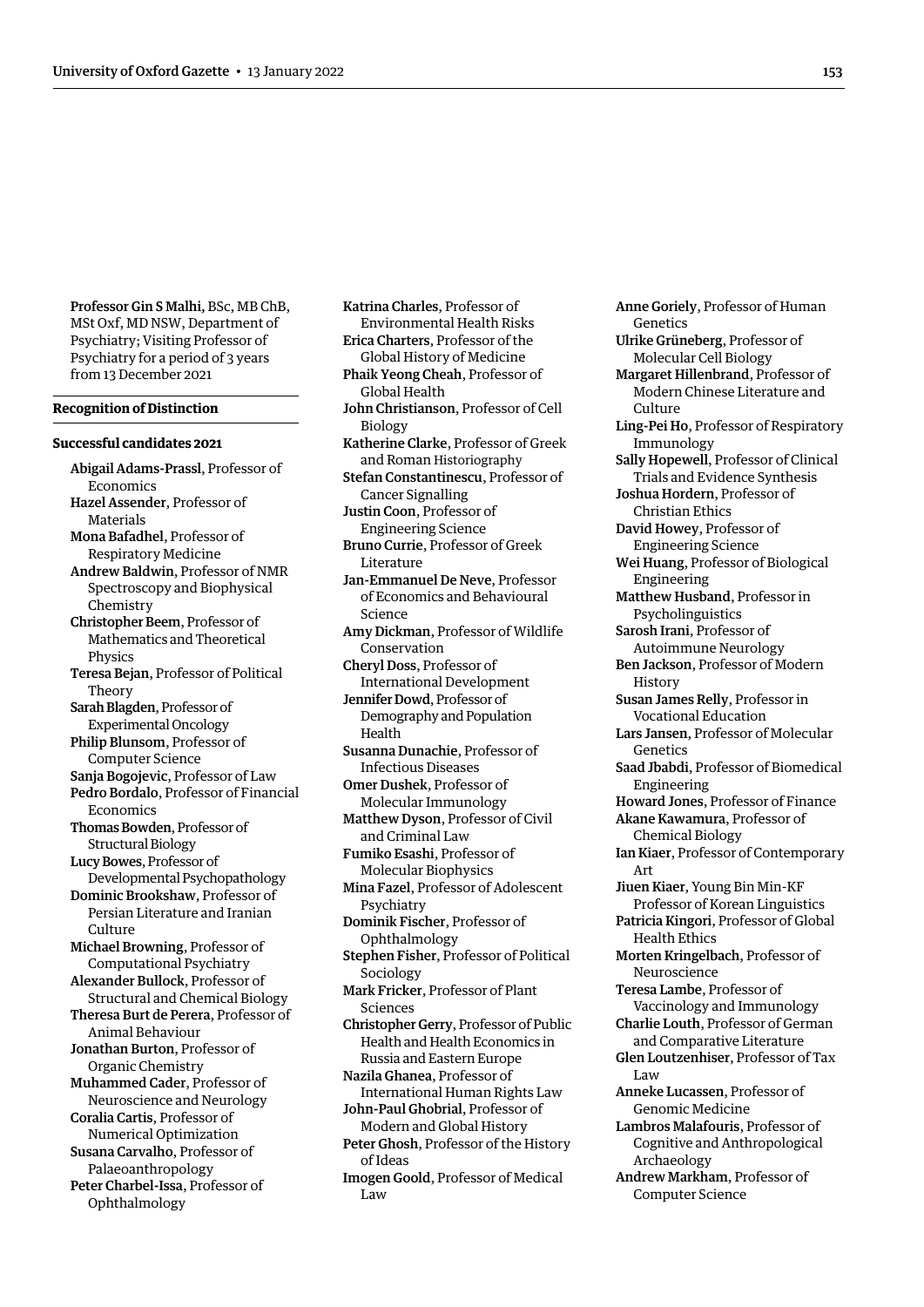**Professor Gin S Malhi**, BSc, MB ChB, MSt Oxf, MD NSW, Department of Psychiatry; Visiting Professor of Psychiatry for a period of 3 years from 13 December 2021

## Recognition of Distinction

### Successful candidates 2021

**Abigail Adams-Prassl**, Professor of Economics
**Hazel Assender**, Professor of Materials
**Mona Bafadhel**, Professor of Respiratory Medicine
**Andrew Baldwin**, Professor of NMR Spectroscopy and Biophysical Chemistry
**Christopher Beem**, Professor of Mathematics and Theoretical Physics
**Teresa Bejan**, Professor of Political Theory
**Sarah Blagden**, Professor of Experimental Oncology
**Philip Blunsom**, Professor of Computer Science
**Sanja Bogojevic**, Professor of Law
**Pedro Bordalo**, Professor of Financial Economics
**Thomas Bowden**, Professor of Structural Biology
**Lucy Bowes**, Professor of Developmental Psychopathology
**Dominic Brookshaw**, Professor of Persian Literature and Iranian Culture
**Michael Browning**, Professor of Computational Psychiatry
**Alexander Bullock**, Professor of Structural and Chemical Biology
**Theresa Burt de Perera**, Professor of Animal Behaviour
**Jonathan Burton**, Professor of Organic Chemistry
**Muhammed Cader**, Professor of Neuroscience and Neurology
**Coralia Cartis**, Professor of Numerical Optimization
**Susana Carvalho**, Professor of Palaeoanthropology
**Peter Charbel-Issa**, Professor of Ophthalmology
**Katrina Charles**, Professor of Environmental Health Risks
**Erica Charters**, Professor of the Global History of Medicine
**Phaik Yeong Cheah**, Professor of Global Health
**John Christianson**, Professor of Cell Biology
**Katherine Clarke**, Professor of Greek and Roman Historiography
**Stefan Constantinescu**, Professor of Cancer Signalling
**Justin Coon**, Professor of Engineering Science
**Bruno Currie**, Professor of Greek Literature
**Jan-Emmanuel De Neve**, Professor of Economics and Behavioural Science
**Amy Dickman**, Professor of Wildlife Conservation
**Cheryl Doss**, Professor of International Development
**Jennifer Dowd**, Professor of Demography and Population Health
**Susanna Dunachie**, Professor of Infectious Diseases
**Omer Dushek**, Professor of Molecular Immunology
**Matthew Dyson**, Professor of Civil and Criminal Law
**Fumiko Esashi**, Professor of Molecular Biophysics
**Mina Fazel**, Professor of Adolescent Psychiatry
**Dominik Fischer**, Professor of Ophthalmology
**Stephen Fisher**, Professor of Political Sociology
**Mark Fricker**, Professor of Plant Sciences
**Christopher Gerry**, Professor of Public Health and Health Economics in Russia and Eastern Europe
**Nazila Ghanea**, Professor of International Human Rights Law
**John-Paul Ghobrial**, Professor of Modern and Global History
**Peter Ghosh**, Professor of the History of Ideas
**Imogen Goold**, Professor of Medical Law
**Anne Goriely**, Professor of Human Genetics
**Ulrike Grüneberg**, Professor of Molecular Cell Biology
**Margaret Hillenbrand**, Professor of Modern Chinese Literature and Culture
**Ling-Pei Ho**, Professor of Respiratory Immunology
**Sally Hopewell**, Professor of Clinical Trials and Evidence Synthesis
**Joshua Hordern**, Professor of Christian Ethics
**David Howey**, Professor of Engineering Science
**Wei Huang**, Professor of Biological Engineering
**Matthew Husband**, Professor in Psycholinguistics
**Sarosh Irani**, Professor of Autoimmune Neurology
**Ben Jackson**, Professor of Modern History
**Susan James Relly**, Professor in Vocational Education
**Lars Jansen**, Professor of Molecular Genetics
**Saad Jbabdi**, Professor of Biomedical Engineering
**Howard Jones**, Professor of Finance
**Akane Kawamura**, Professor of Chemical Biology
**Ian Kiaer**, Professor of Contemporary Art
**Jiuen Kiaer**, Young Bin Min-KF Professor of Korean Linguistics
**Patricia Kingori**, Professor of Global Health Ethics
**Morten Kringelbach**, Professor of Neuroscience
**Teresa Lambe**, Professor of Vaccinology and Immunology
**Charlie Louth**, Professor of German and Comparative Literature
**Glen Loutzenhiser**, Professor of Tax Law
**Anneke Lucassen**, Professor of Genomic Medicine
**Lambros Malafouris**, Professor of Cognitive and Anthropological Archaeology
**Andrew Markham**, Professor of Computer Science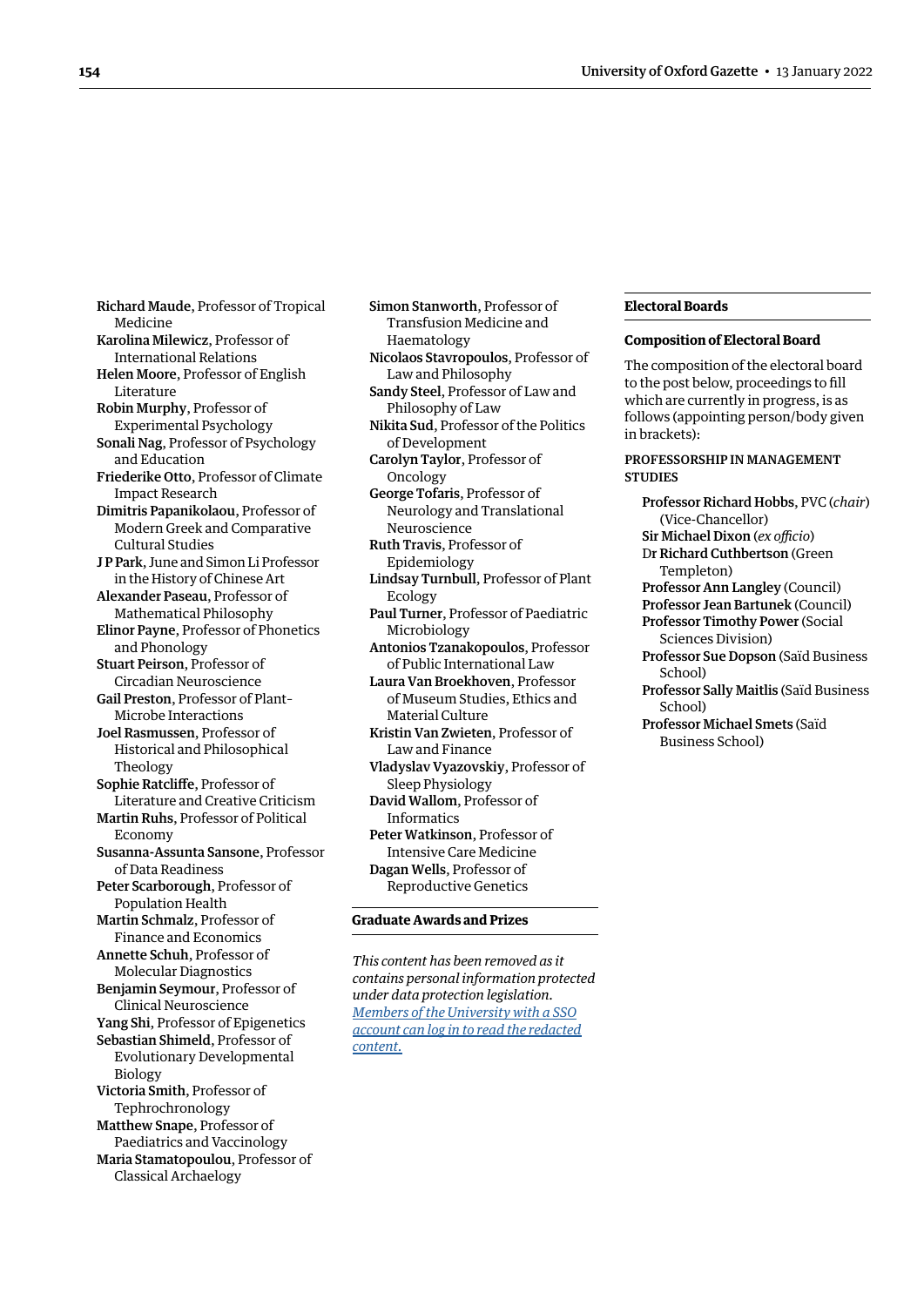**Richard Maude**, Professor of Tropical Medicine
**Karolina Milewicz**, Professor of International Relations
**Helen Moore**, Professor of English Literature
**Robin Murphy**, Professor of Experimental Psychology
**Sonali Nag**, Professor of Psychology and Education
**Friederike Otto**, Professor of Climate Impact Research
**Dimitris Papanikolaou**, Professor of Modern Greek and Comparative Cultural Studies
**J P Park**, June and Simon Li Professor in the History of Chinese Art
**Alexander Paseau**, Professor of Mathematical Philosophy
**Elinor Payne**, Professor of Phonetics and Phonology
**Stuart Peirson**, Professor of Circadian Neuroscience
**Gail Preston**, Professor of Plant-Microbe Interactions
**Joel Rasmussen**, Professor of Historical and Philosophical Theology
**Sophie Ratcliffe**, Professor of Literature and Creative Criticism
**Martin Ruhs**, Professor of Political Economy
**Susanna-Assunta Sansone**, Professor of Data Readiness
**Peter Scarborough**, Professor of Population Health
**Martin Schmalz**, Professor of Finance and Economics
**Annette Schuh**, Professor of Molecular Diagnostics
**Benjamin Seymour**, Professor of Clinical Neuroscience
**Yang Shi**, Professor of Epigenetics
**Sebastian Shimeld**, Professor of Evolutionary Developmental Biology
**Victoria Smith**, Professor of Tephrochronology
**Matthew Snape**, Professor of Paediatrics and Vaccinology
**Maria Stamatopoulou**, Professor of Classical Archaelogy
**Simon Stanworth**, Professor of Transfusion Medicine and Haematology
**Nicolaos Stavropoulos**, Professor of Law and Philosophy
**Sandy Steel**, Professor of Law and Philosophy of Law
**Nikita Sud**, Professor of the Politics of Development
**Carolyn Taylor**, Professor of Oncology
**George Tofaris**, Professor of Neurology and Translational Neuroscience
**Ruth Travis**, Professor of Epidemiology
**Lindsay Turnbull**, Professor of Plant Ecology
**Paul Turner**, Professor of Paediatric Microbiology
**Antonios Tzanakopoulos**, Professor of Public International Law
**Laura Van Broekhoven**, Professor of Museum Studies, Ethics and Material Culture
**Kristin Van Zwieten**, Professor of Law and Finance
**Vladyslav Vyazovskiy**, Professor of Sleep Physiology
**David Wallom**, Professor of Informatics
**Peter Watkinson**, Professor of Intensive Care Medicine
**Dagan Wells**, Professor of Reproductive Genetics

## Graduate Awards and Prizes

*This content has been removed as it contains personal information protected under data protection legislation. Members of the University with a SSO account can log in to read the redacted content.*

## Electoral Boards

### Composition of Electoral Board

The composition of the electoral board to the post below, proceedings to fill which are currently in progress, is as follows (appointing person/body given in brackets):

#### PROFESSORSHIP IN MANAGEMENT STUDIES

**Professor Richard Hobbs**, PVC (*chair*) (Vice-Chancellor)
**Sir Michael Dixon** (*ex officio*)
Dr **Richard Cuthbertson** (Green Templeton)
**Professor Ann Langley** (Council)
**Professor Jean Bartunek** (Council)
**Professor Timothy Power** (Social Sciences Division)
**Professor Sue Dopson** (Saïd Business School)
**Professor Sally Maitlis** (Saïd Business School)
**Professor Michael Smets** (Saïd Business School)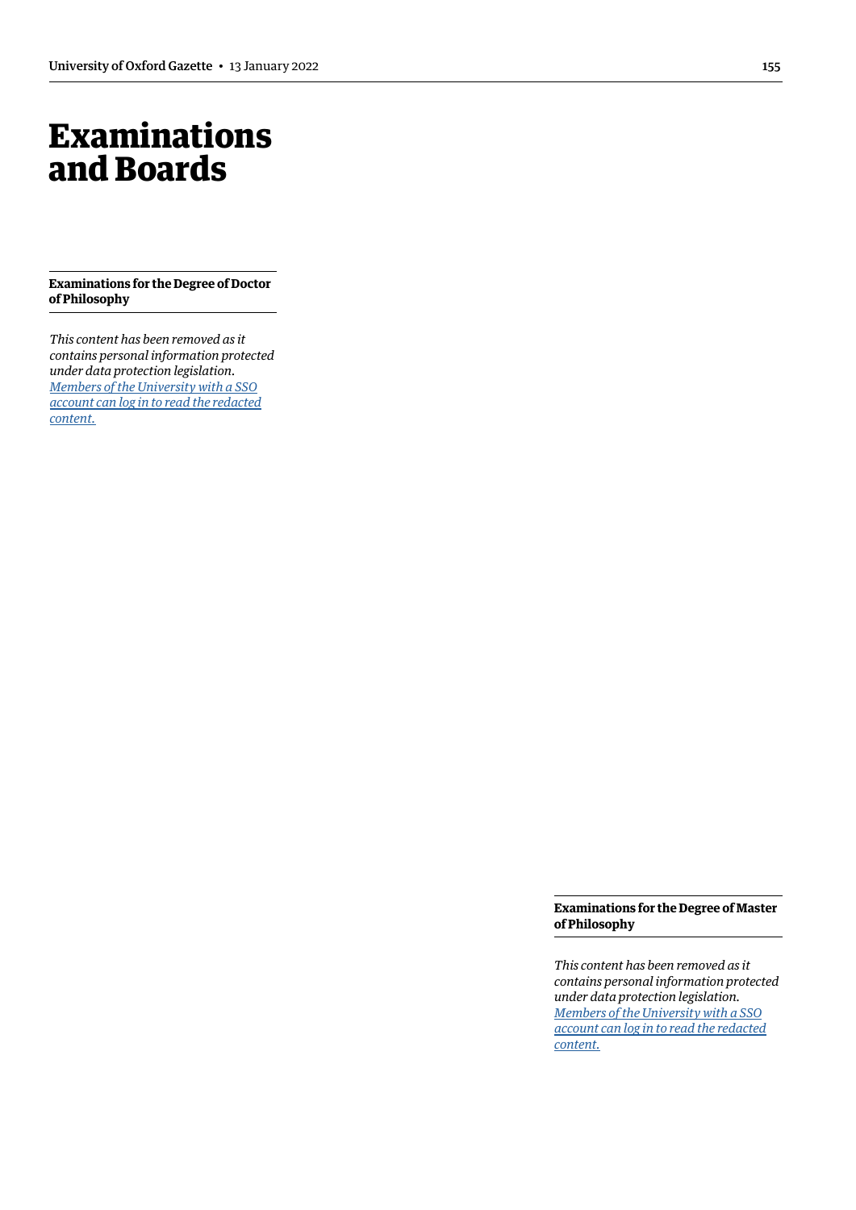# Examinations and Boards

## Examinations for the Degree of Doctor of Philosophy

*This content has been removed as it contains personal information protected under data protection legislation.* *Members of the University with a SSO account can log in to read the redacted content.*

## Examinations for the Degree of Master of Philosophy

*This content has been removed as it contains personal information protected under data protection legislation.* *Members of the University with a SSO account can log in to read the redacted content.*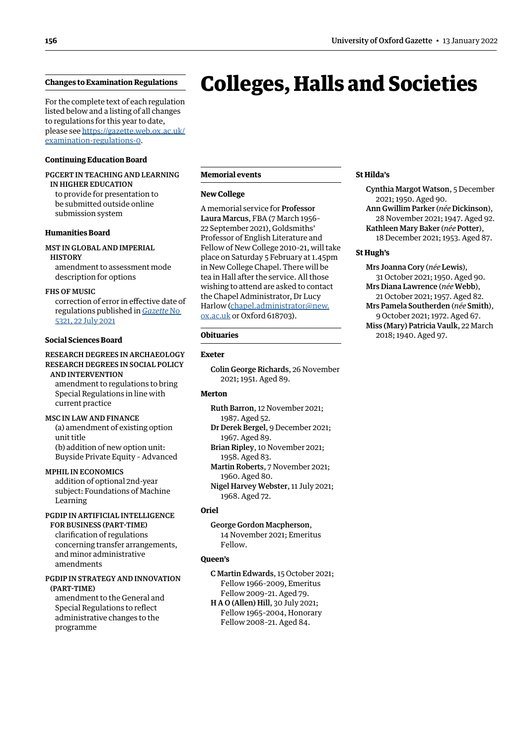## Changes to Examination Regulations

For the complete text of each regulation listed below and a listing of all changes to regulations for this year to date, please see [https://gazette.web.ox.ac.uk/examination-regulations-0](https://gazette.web.ox.ac.uk/examination-regulations-0).

### Continuing Education Board

PGCERT IN TEACHING AND LEARNING IN HIGHER EDUCATION
to provide for presentation to be submitted outside online submission system

### Humanities Board

MST IN GLOBAL AND IMPERIAL HISTORY
amendment to assessment mode description for options

FHS OF MUSIC
correction of error in effective date of regulations published in *Gazette* No 5321, 22 July 2021

### Social Sciences Board

RESEARCH DEGREES IN ARCHAEOLOGY
RESEARCH DEGREES IN SOCIAL POLICY AND INTERVENTION
amendment to regulations to bring Special Regulations in line with current practice

MSC IN LAW AND FINANCE
(a) amendment of existing option unit title
(b) addition of new option unit: Buyside Private Equity - Advanced

MPHIL IN ECONOMICS
addition of optional 2nd-year subject: Foundations of Machine Learning

PGDIP IN ARTIFICIAL INTELLIGENCE FOR BUSINESS (PART-TIME)
clarification of regulations concerning transfer arrangements, and minor administrative amendments

PGDIP IN STRATEGY AND INNOVATION (PART-TIME)
amendment to the General and Special Regulations to reflect administrative changes to the programme

# Colleges, Halls and Societies

## Memorial events

### New College

A memorial service for **Professor Laura Marcus**, FBA (7 March 1956–22 September 2021), Goldsmiths' Professor of English Literature and Fellow of New College 2010–21, will take place on Saturday 5 February at 1.45pm in New College Chapel. There will be tea in Hall after the service. All those wishing to attend are asked to contact the Chapel Administrator, Dr Lucy Harlow (chapel.administrator@new.ox.ac.uk or Oxford 618703).

## Obituaries

### Exeter

**Colin George Richards**, 26 November 2021; 1951. Aged 89.

### Merton

**Ruth Barron**, 12 November 2021; 1987. Aged 52.
**Dr Derek Bergel**, 9 December 2021; 1967. Aged 89.
**Brian Ripley**, 10 November 2021; 1958. Aged 83.
**Martin Roberts**, 7 November 2021; 1960. Aged 80.
**Nigel Harvey Webster**, 11 July 2021; 1968. Aged 72.

### Oriel

**George Gordon Macpherson**, 14 November 2021; Emeritus Fellow.

### Queen's

**C Martin Edwards**, 15 October 2021; Fellow 1966–2009, Emeritus Fellow 2009–21. Aged 79.
**H A O (Allen) Hill**, 30 July 2021; Fellow 1965–2004, Honorary Fellow 2008–21. Aged 84.

### St Hilda's

**Cynthia Margot Watson**, 5 December 2021; 1950. Aged 90.
**Ann Gwillim Parker** (*née* **Dickinson**), 28 November 2021; 1947. Aged 92.
**Kathleen Mary Baker** (*née* **Potter**), 18 December 2021; 1953. Aged 87.

### St Hugh's

**Mrs Joanna Cory** (*née* **Lewis**), 31 October 2021; 1950. Aged 90.
**Mrs Diana Lawrence** (*née* **Webb**), 21 October 2021; 1957. Aged 82.
**Mrs Pamela Southerden** (*née* **Smith**), 9 October 2021; 1972. Aged 67.
**Miss (Mary) Patricia Vaulk**, 22 March 2018; 1940. Aged 97.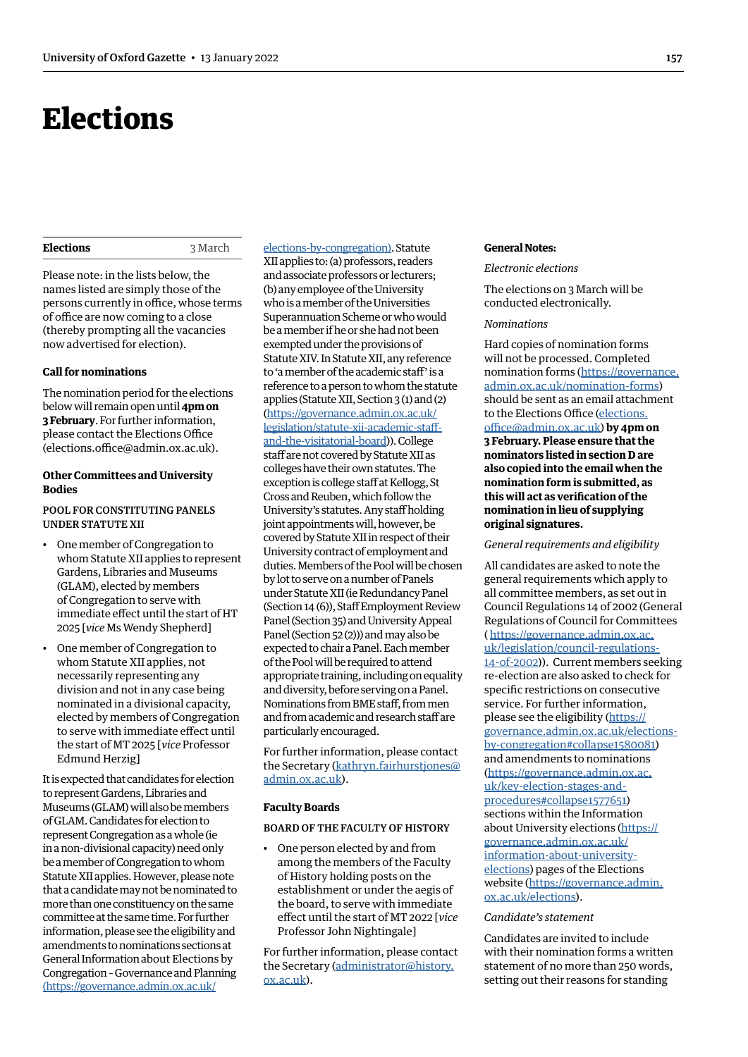# Elections

## Elections — 3 March

Please note: in the lists below, the names listed are simply those of the persons currently in office, whose terms of office are now coming to a close (thereby prompting all the vacancies now advertised for election).

### Call for nominations

The nomination period for the elections below will remain open until **4pm on 3 February**. For further information, please contact the Elections Office (elections.office@admin.ox.ac.uk).

### Other Committees and University Bodies

#### POOL FOR CONSTITUTING PANELS UNDER STATUTE XII

- One member of Congregation to whom Statute XII applies to represent Gardens, Libraries and Museums (GLAM), elected by members of Congregation to serve with immediate effect until the start of HT 2025 [*vice* Ms Wendy Shepherd]
- One member of Congregation to whom Statute XII applies, not necessarily representing any division and not in any case being nominated in a divisional capacity, elected by members of Congregation to serve with immediate effect until the start of MT 2025 [*vice* Professor Edmund Herzig]

It is expected that candidates for election to represent Gardens, Libraries and Museums (GLAM) will also be members of GLAM. Candidates for election to represent Congregation as a whole (ie in a non-divisional capacity) need only be a member of Congregation to whom Statute XII applies. However, please note that a candidate may not be nominated to more than one constituency on the same committee at the same time. For further information, please see the eligibility and amendments to nominations sections at General Information about Elections by Congregation - Governance and Planning (https://governance.admin.ox.ac.uk/elections-by-congregation). Statute XII applies to: (a) professors, readers and associate professors or lecturers; (b) any employee of the University who is a member of the Universities Superannuation Scheme or who would be a member if he or she had not been exempted under the provisions of Statute XIV. In Statute XII, any reference to 'a member of the academic staff' is a reference to a person to whom the statute applies (Statute XII, Section 3 (1) and (2) (https://governance.admin.ox.ac.uk/legislation/statute-xii-academic-staff-and-the-visitatorial-board)). College staff are not covered by Statute XII as colleges have their own statutes. The exception is college staff at Kellogg, St Cross and Reuben, which follow the University's statutes. Any staff holding joint appointments will, however, be covered by Statute XII in respect of their University contract of employment and duties. Members of the Pool will be chosen by lot to serve on a number of Panels under Statute XII (ie Redundancy Panel (Section 14 (6)), Staff Employment Review Panel (Section 35) and University Appeal Panel (Section 52 (2))) and may also be expected to chair a Panel. Each member of the Pool will be required to attend appropriate training, including on equality and diversity, before serving on a Panel. Nominations from BME staff, from men and from academic and research staff are particularly encouraged.

For further information, please contact the Secretary (kathryn.fairhurstjones@admin.ox.ac.uk).

### Faculty Boards

#### BOARD OF THE FACULTY OF HISTORY

- One person elected by and from among the members of the Faculty of History holding posts on the establishment or under the aegis of the board, to serve with immediate effect until the start of MT 2022 [*vice* Professor John Nightingale]

For further information, please contact the Secretary (administrator@history.ox.ac.uk).

### General Notes:

*Electronic elections*

The elections on 3 March will be conducted electronically.

*Nominations*

Hard copies of nomination forms will not be processed. Completed nomination forms (https://governance.admin.ox.ac.uk/nomination-forms) should be sent as an email attachment to the Elections Office (elections.office@admin.ox.ac.uk) **by 4pm on 3 February. Please ensure that the nominators listed in section D are also copied into the email when the nomination form is submitted, as this will act as verification of the nomination in lieu of supplying original signatures.**

*General requirements and eligibility*

All candidates are asked to note the general requirements which apply to all committee members, as set out in Council Regulations 14 of 2002 (General Regulations of Council for Committees (https://governance.admin.ox.ac.uk/legislation/council-regulations-14-of-2002)). Current members seeking re-election are also asked to check for specific restrictions on consecutive service. For further information, please see the eligibility (https://governance.admin.ox.ac.uk/elections-by-congregation#collapse1580081) and amendments to nominations (https://governance.admin.ox.ac.uk/key-election-stages-and-procedures#collapse1577651) sections within the Information about University elections (https://governance.admin.ox.ac.uk/information-about-university-elections) pages of the Elections website (https://governance.admin.ox.ac.uk/elections).

*Candidate's statement*

Candidates are invited to include with their nomination forms a written statement of no more than 250 words, setting out their reasons for standing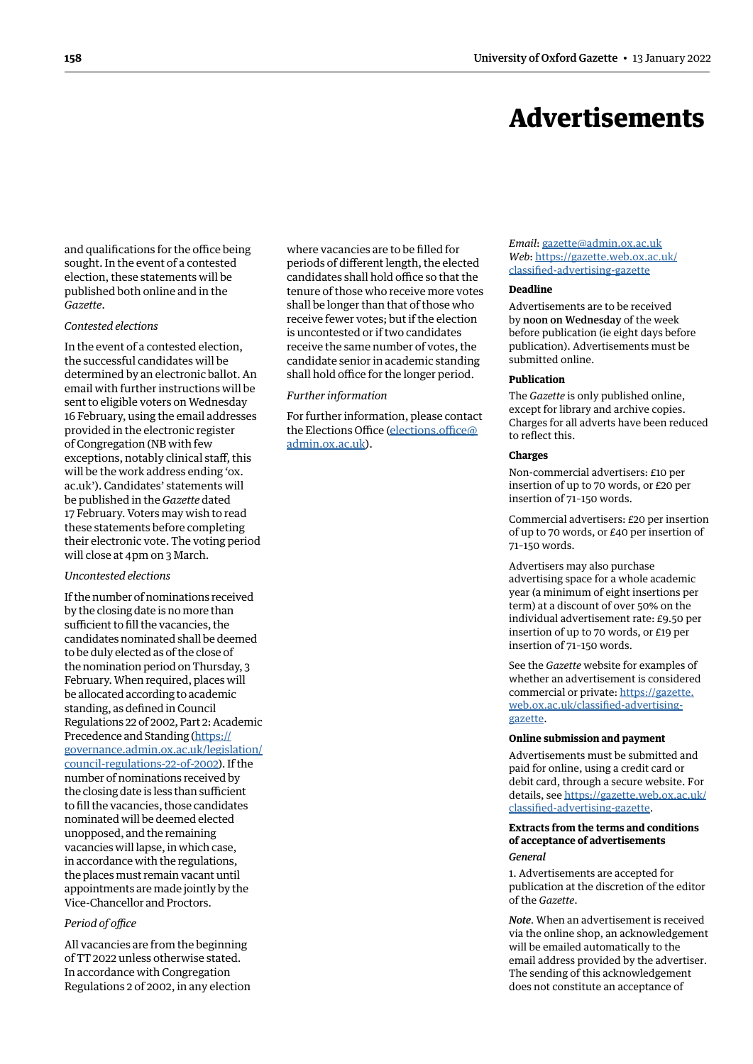# Advertisements

and qualifications for the office being sought. In the event of a contested election, these statements will be published both online and in the *Gazette*.

*Contested elections*

In the event of a contested election, the successful candidates will be determined by an electronic ballot. An email with further instructions will be sent to eligible voters on Wednesday 16 February, using the email addresses provided in the electronic register of Congregation (NB with few exceptions, notably clinical staff, this will be the work address ending 'ox.ac.uk'). Candidates' statements will be published in the *Gazette* dated 17 February. Voters may wish to read these statements before completing their electronic vote. The voting period will close at 4pm on 3 March.

*Uncontested elections*

If the number of nominations received by the closing date is no more than sufficient to fill the vacancies, the candidates nominated shall be deemed to be duly elected as of the close of the nomination period on Thursday, 3 February. When required, places will be allocated according to academic standing, as defined in Council Regulations 22 of 2002, Part 2: Academic Precedence and Standing (https://governance.admin.ox.ac.uk/legislation/council-regulations-22-of-2002). If the number of nominations received by the closing date is less than sufficient to fill the vacancies, those candidates nominated will be deemed elected unopposed, and the remaining vacancies will lapse, in which case, in accordance with the regulations, the places must remain vacant until appointments are made jointly by the Vice-Chancellor and Proctors.

*Period of office*

All vacancies are from the beginning of TT 2022 unless otherwise stated. In accordance with Congregation Regulations 2 of 2002, in any election where vacancies are to be filled for periods of different length, the elected candidates shall hold office so that the tenure of those who receive more votes shall be longer than that of those who receive fewer votes; but if the election is uncontested or if two candidates receive the same number of votes, the candidate senior in academic standing shall hold office for the longer period.

*Further information*

For further information, please contact the Elections Office (elections.office@admin.ox.ac.uk).

*Email*: gazette@admin.ox.ac.uk
*Web*: https://gazette.web.ox.ac.uk/classified-advertising-gazette

**Deadline**

Advertisements are to be received by **noon on Wednesday** of the week before publication (ie eight days before publication). Advertisements must be submitted online.

**Publication**

The *Gazette* is only published online, except for library and archive copies. Charges for all adverts have been reduced to reflect this.

**Charges**

Non-commercial advertisers: £10 per insertion of up to 70 words, or £20 per insertion of 71–150 words.

Commercial advertisers: £20 per insertion of up to 70 words, or £40 per insertion of 71–150 words.

Advertisers may also purchase advertising space for a whole academic year (a minimum of eight insertions per term) at a discount of over 50% on the individual advertisement rate: £9.50 per insertion of up to 70 words, or £19 per insertion of 71–150 words.

See the *Gazette* website for examples of whether an advertisement is considered commercial or private: https://gazette.web.ox.ac.uk/classified-advertising-gazette.

**Online submission and payment**

Advertisements must be submitted and paid for online, using a credit card or debit card, through a secure website. For details, see https://gazette.web.ox.ac.uk/classified-advertising-gazette.

**Extracts from the terms and conditions of acceptance of advertisements**

***General***

1. Advertisements are accepted for publication at the discretion of the editor of the *Gazette*.

***Note***. When an advertisement is received via the online shop, an acknowledgement will be emailed automatically to the email address provided by the advertiser. The sending of this acknowledgement does not constitute an acceptance of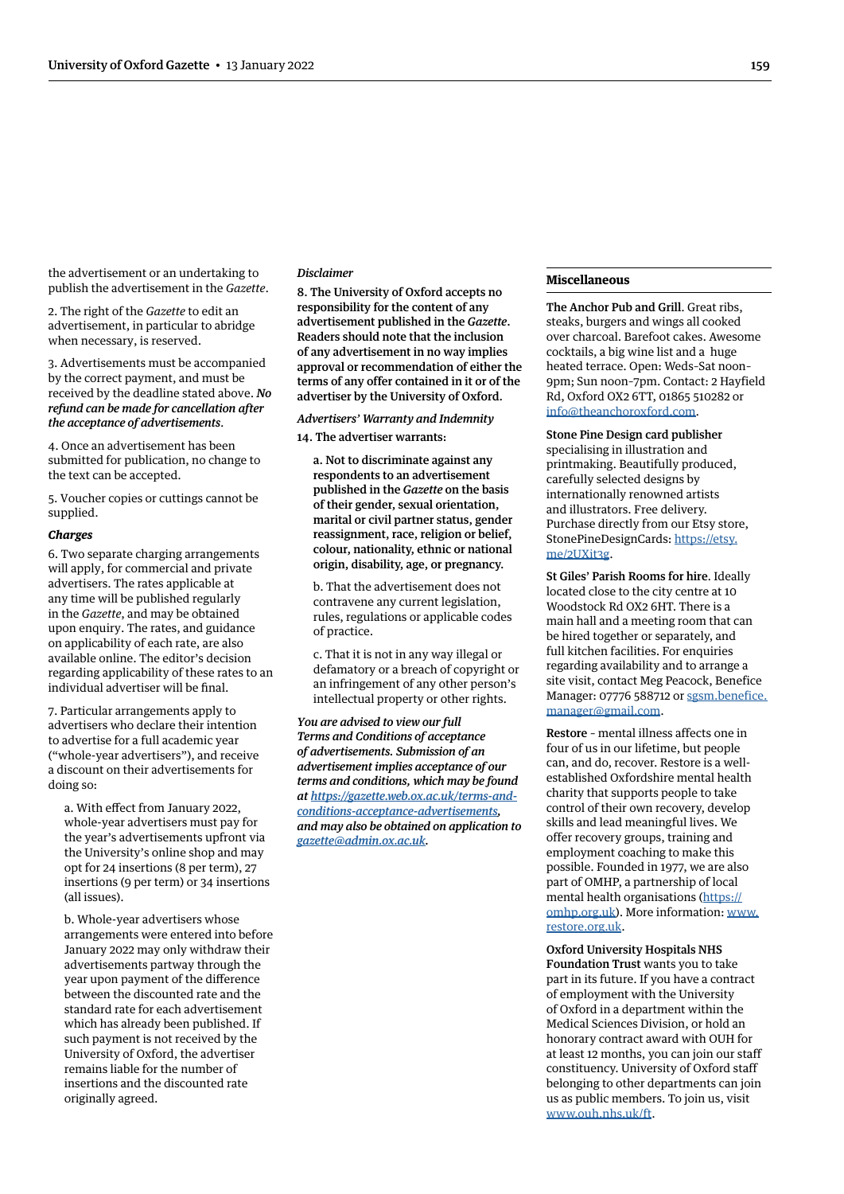the advertisement or an undertaking to publish the advertisement in the *Gazette*.

2. The right of the *Gazette* to edit an advertisement, in particular to abridge when necessary, is reserved.

3. Advertisements must be accompanied by the correct payment, and must be received by the deadline stated above. ***No refund can be made for cancellation after the acceptance of advertisements***.

4. Once an advertisement has been submitted for publication, no change to the text can be accepted.

5. Voucher copies or cuttings cannot be supplied.

***Charges***

6. Two separate charging arrangements will apply, for commercial and private advertisers. The rates applicable at any time will be published regularly in the *Gazette*, and may be obtained upon enquiry. The rates, and guidance on applicability of each rate, are also available online. The editor's decision regarding applicability of these rates to an individual advertiser will be final.

7. Particular arrangements apply to advertisers who declare their intention to advertise for a full academic year ("whole-year advertisers"), and receive a discount on their advertisements for doing so:

a. With effect from January 2022, whole-year advertisers must pay for the year's advertisements upfront via the University's online shop and may opt for 24 insertions (8 per term), 27 insertions (9 per term) or 34 insertions (all issues).

b. Whole-year advertisers whose arrangements were entered into before January 2022 may only withdraw their advertisements partway through the year upon payment of the difference between the discounted rate and the standard rate for each advertisement which has already been published. If such payment is not received by the University of Oxford, the advertiser remains liable for the number of insertions and the discounted rate originally agreed.

*Disclaimer*

**8. The University of Oxford accepts no responsibility for the content of any advertisement published in the *Gazette*. Readers should note that the inclusion of any advertisement in no way implies approval or recommendation of either the terms of any offer contained in it or of the advertiser by the University of Oxford.**

*Advertisers' Warranty and Indemnity*

**14. The advertiser warrants:**

**a. Not to discriminate against any respondents to an advertisement published in the *Gazette* on the basis of their gender, sexual orientation, marital or civil partner status, gender reassignment, race, religion or belief, colour, nationality, ethnic or national origin, disability, age, or pregnancy.**

b. That the advertisement does not contravene any current legislation, rules, regulations or applicable codes of practice.

c. That it is not in any way illegal or defamatory or a breach of copyright or an infringement of any other person's intellectual property or other rights.

***You are advised to view our full Terms and Conditions of acceptance of advertisements. Submission of an advertisement implies acceptance of our terms and conditions, which may be found at https://gazette.web.ox.ac.uk/terms-and-conditions-acceptance-advertisements, and may also be obtained on application to gazette@admin.ox.ac.uk.***

### Miscellaneous

**The Anchor Pub and Grill**. Great ribs, steaks, burgers and wings all cooked over charcoal. Barefoot cakes. Awesome cocktails, a big wine list and a huge heated terrace. Open: Weds–Sat noon–9pm; Sun noon–7pm. Contact: 2 Hayfield Rd, Oxford OX2 6TT, 01865 510282 or info@theanchoroxford.com.

**Stone Pine Design card publisher** specialising in illustration and printmaking. Beautifully produced, carefully selected designs by internationally renowned artists and illustrators. Free delivery. Purchase directly from our Etsy store, StonePineDesignCards: https://etsy.me/2UXit3g.

**St Giles' Parish Rooms for hire**. Ideally located close to the city centre at 10 Woodstock Rd OX2 6HT. There is a main hall and a meeting room that can be hired together or separately, and full kitchen facilities. For enquiries regarding availability and to arrange a site visit, contact Meg Peacock, Benefice Manager: 07776 588712 or sgsm.benefice.manager@gmail.com.

**Restore** – mental illness affects one in four of us in our lifetime, but people can, and do, recover. Restore is a well-established Oxfordshire mental health charity that supports people to take control of their own recovery, develop skills and lead meaningful lives. We offer recovery groups, training and employment coaching to make this possible. Founded in 1977, we are also part of OMHP, a partnership of local mental health organisations (https://omhp.org.uk). More information: www.restore.org.uk.

**Oxford University Hospitals NHS Foundation Trust** wants you to take part in its future. If you have a contract of employment with the University of Oxford in a department within the Medical Sciences Division, or hold an honorary contract award with OUH for at least 12 months, you can join our staff constituency. University of Oxford staff belonging to other departments can join us as public members. To join us, visit www.ouh.nhs.uk/ft.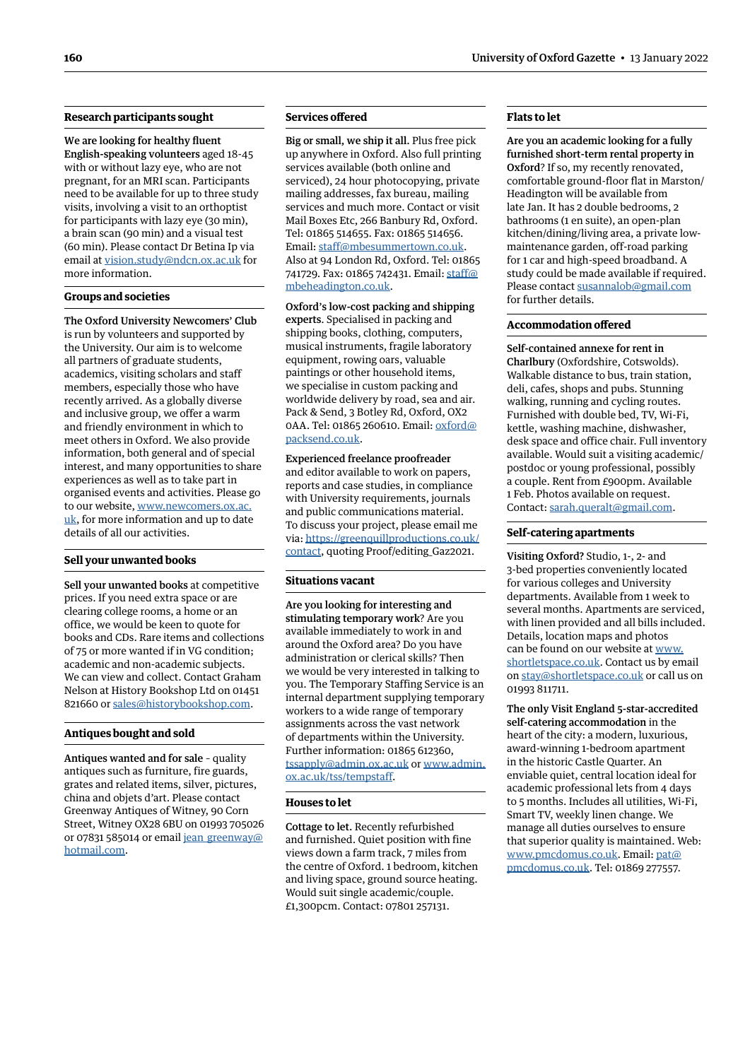## Research participants sought

**We are looking for healthy fluent English-speaking volunteers** aged 18-45 with or without lazy eye, who are not pregnant, for an MRI scan. Participants need to be available for up to three study visits, involving a visit to an orthoptist for participants with lazy eye (30 min), a brain scan (90 min) and a visual test (60 min). Please contact Dr Betina Ip via email at vision.study@ndcn.ox.ac.uk for more information.

## Groups and societies

**The Oxford University Newcomers' Club** is run by volunteers and supported by the University. Our aim is to welcome all partners of graduate students, academics, visiting scholars and staff members, especially those who have recently arrived. As a globally diverse and inclusive group, we offer a warm and friendly environment in which to meet others in Oxford. We also provide information, both general and of special interest, and many opportunities to share experiences as well as to take part in organised events and activities. Please go to our website, www.newcomers.ox.ac.uk, for more information and up to date details of all our activities.

## Sell your unwanted books

**Sell your unwanted books** at competitive prices. If you need extra space or are clearing college rooms, a home or an office, we would be keen to quote for books and CDs. Rare items and collections of 75 or more wanted if in VG condition; academic and non-academic subjects. We can view and collect. Contact Graham Nelson at History Bookshop Ltd on 01451 821660 or sales@historybookshop.com.

## Antiques bought and sold

**Antiques wanted and for sale** – quality antiques such as furniture, fire guards, grates and related items, silver, pictures, china and objets d'art. Please contact Greenway Antiques of Witney, 90 Corn Street, Witney OX28 6BU on 01993 705026 or 07831 585014 or email jean_greenway@hotmail.com.

## Services offered

**Big or small, we ship it all.** Plus free pick up anywhere in Oxford. Also full printing services available (both online and serviced), 24 hour photocopying, private mailing addresses, fax bureau, mailing services and much more. Contact or visit Mail Boxes Etc, 266 Banbury Rd, Oxford. Tel: 01865 514655. Fax: 01865 514656. Email: staff@mbesummertown.co.uk. Also at 94 London Rd, Oxford. Tel: 01865 741729. Fax: 01865 742431. Email: staff@mbeheadington.co.uk.

**Oxford's low-cost packing and shipping experts.** Specialised in packing and shipping books, clothing, computers, musical instruments, fragile laboratory equipment, rowing oars, valuable paintings or other household items, we specialise in custom packing and worldwide delivery by road, sea and air. Pack & Send, 3 Botley Rd, Oxford, OX2 0AA. Tel: 01865 260610. Email: oxford@packsend.co.uk.

**Experienced freelance proofreader** and editor available to work on papers, reports and case studies, in compliance with University requirements, journals and public communications material. To discuss your project, please email me via: https://greenquillproductions.co.uk/contact, quoting Proof/editing_Gaz2021.

## Situations vacant

**Are you looking for interesting and stimulating temporary work?** Are you available immediately to work in and around the Oxford area? Do you have administration or clerical skills? Then we would be very interested in talking to you. The Temporary Staffing Service is an internal department supplying temporary workers to a wide range of temporary assignments across the vast network of departments within the University. Further information: 01865 612360, tssapply@admin.ox.ac.uk or www.admin.ox.ac.uk/tss/tempstaff.

## Houses to let

**Cottage to let.** Recently refurbished and furnished. Quiet position with fine views down a farm track, 7 miles from the centre of Oxford. 1 bedroom, kitchen and living space, ground source heating. Would suit single academic/couple. £1,300pcm. Contact: 07801 257131.

## Flats to let

**Are you an academic looking for a fully furnished short-term rental property in Oxford?** If so, my recently renovated, comfortable ground-floor flat in Marston/Headington will be available from late Jan. It has 2 double bedrooms, 2 bathrooms (1 en suite), an open-plan kitchen/dining/living area, a private low-maintenance garden, off-road parking for 1 car and high-speed broadband. A study could be made available if required. Please contact susannalob@gmail.com for further details.

## Accommodation offered

**Self-contained annexe for rent in Charlbury** (Oxfordshire, Cotswolds). Walkable distance to bus, train station, deli, cafes, shops and pubs. Stunning walking, running and cycling routes. Furnished with double bed, TV, Wi-Fi, kettle, washing machine, dishwasher, desk space and office chair. Full inventory available. Would suit a visiting academic/postdoc or young professional, possibly a couple. Rent from £900pm. Available 1 Feb. Photos available on request. Contact: sarah.queralt@gmail.com.

## Self-catering apartments

**Visiting Oxford?** Studio, 1-, 2- and 3-bed properties conveniently located for various colleges and University departments. Available from 1 week to several months. Apartments are serviced, with linen provided and all bills included. Details, location maps and photos can be found on our website at www.shortletspace.co.uk. Contact us by email on stay@shortletspace.co.uk or call us on 01993 811711.

**The only Visit England 5-star-accredited self-catering accommodation** in the heart of the city: a modern, luxurious, award-winning 1-bedroom apartment in the historic Castle Quarter. An enviable quiet, central location ideal for academic professional lets from 4 days to 5 months. Includes all utilities, Wi-Fi, Smart TV, weekly linen change. We manage all duties ourselves to ensure that superior quality is maintained. Web: www.pmcdomus.co.uk. Email: pat@pmcdomus.co.uk. Tel: 01869 277557.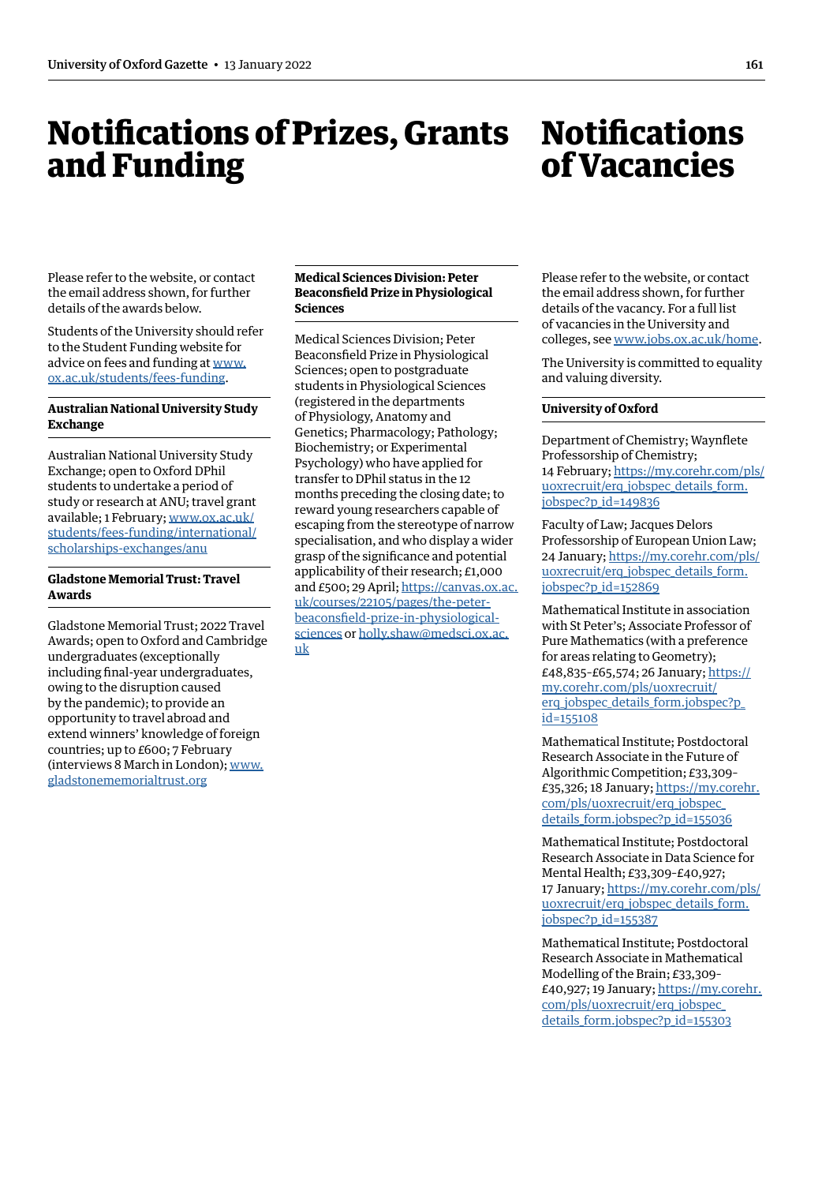# Notifications of Prizes, Grants and Funding

Please refer to the website, or contact the email address shown, for further details of the awards below.

Students of the University should refer to the Student Funding website for advice on fees and funding at [www.ox.ac.uk/students/fees-funding](www.ox.ac.uk/students/fees-funding).

### Australian National University Study Exchange

Australian National University Study Exchange; open to Oxford DPhil students to undertake a period of study or research at ANU; travel grant available; 1 February; [www.ox.ac.uk/students/fees-funding/international/scholarships-exchanges/anu](www.ox.ac.uk/students/fees-funding/international/scholarships-exchanges/anu)

### Gladstone Memorial Trust: Travel Awards

Gladstone Memorial Trust; 2022 Travel Awards; open to Oxford and Cambridge undergraduates (exceptionally including final-year undergraduates, owing to the disruption caused by the pandemic); to provide an opportunity to travel abroad and extend winners' knowledge of foreign countries; up to £600; 7 February (interviews 8 March in London); [www.gladstonememorialtrust.org](www.gladstonememorialtrust.org)

### Medical Sciences Division: Peter Beaconsfield Prize in Physiological Sciences

Medical Sciences Division; Peter Beaconsfield Prize in Physiological Sciences; open to postgraduate students in Physiological Sciences (registered in the departments of Physiology, Anatomy and Genetics; Pharmacology; Pathology; Biochemistry; or Experimental Psychology) who have applied for transfer to DPhil status in the 12 months preceding the closing date; to reward young researchers capable of escaping from the stereotype of narrow specialisation, and who display a wider grasp of the significance and potential applicability of their research; £1,000 and £500; 29 April; [https://canvas.ox.ac.uk/courses/22105/pages/the-peter-beaconsfield-prize-in-physiological-sciences](https://canvas.ox.ac.uk/courses/22105/pages/the-peter-beaconsfield-prize-in-physiological-sciences) or [holly.shaw@medsci.ox.ac.uk](mailto:holly.shaw@medsci.ox.ac.uk)

# Notifications of Vacancies

Please refer to the website, or contact the email address shown, for further details of the vacancy. For a full list of vacancies in the University and colleges, see [www.jobs.ox.ac.uk/home](www.jobs.ox.ac.uk/home).

The University is committed to equality and valuing diversity.

### University of Oxford

Department of Chemistry; Waynflete Professorship of Chemistry; 14 February; [https://my.corehr.com/pls/uoxrecruit/erq_jobspec_details_form.jobspec?p_id=149836](https://my.corehr.com/pls/uoxrecruit/erq_jobspec_details_form.jobspec?p_id=149836)

Faculty of Law; Jacques Delors Professorship of European Union Law; 24 January; [https://my.corehr.com/pls/uoxrecruit/erq_jobspec_details_form.jobspec?p_id=152869](https://my.corehr.com/pls/uoxrecruit/erq_jobspec_details_form.jobspec?p_id=152869)

Mathematical Institute in association with St Peter's; Associate Professor of Pure Mathematics (with a preference for areas relating to Geometry); £48,835–£65,574; 26 January; [https://my.corehr.com/pls/uoxrecruit/erq_jobspec_details_form.jobspec?p_id=155108](https://my.corehr.com/pls/uoxrecruit/erq_jobspec_details_form.jobspec?p_id=155108)

Mathematical Institute; Postdoctoral Research Associate in the Future of Algorithmic Competition; £33,309–£35,326; 18 January; [https://my.corehr.com/pls/uoxrecruit/erq_jobspec_details_form.jobspec?p_id=155036](https://my.corehr.com/pls/uoxrecruit/erq_jobspec_details_form.jobspec?p_id=155036)

Mathematical Institute; Postdoctoral Research Associate in Data Science for Mental Health; £33,309–£40,927; 17 January; [https://my.corehr.com/pls/uoxrecruit/erq_jobspec_details_form.jobspec?p_id=155387](https://my.corehr.com/pls/uoxrecruit/erq_jobspec_details_form.jobspec?p_id=155387)

Mathematical Institute; Postdoctoral Research Associate in Mathematical Modelling of the Brain; £33,309–£40,927; 19 January; [https://my.corehr.com/pls/uoxrecruit/erq_jobspec_details_form.jobspec?p_id=155303](https://my.corehr.com/pls/uoxrecruit/erq_jobspec_details_form.jobspec?p_id=155303)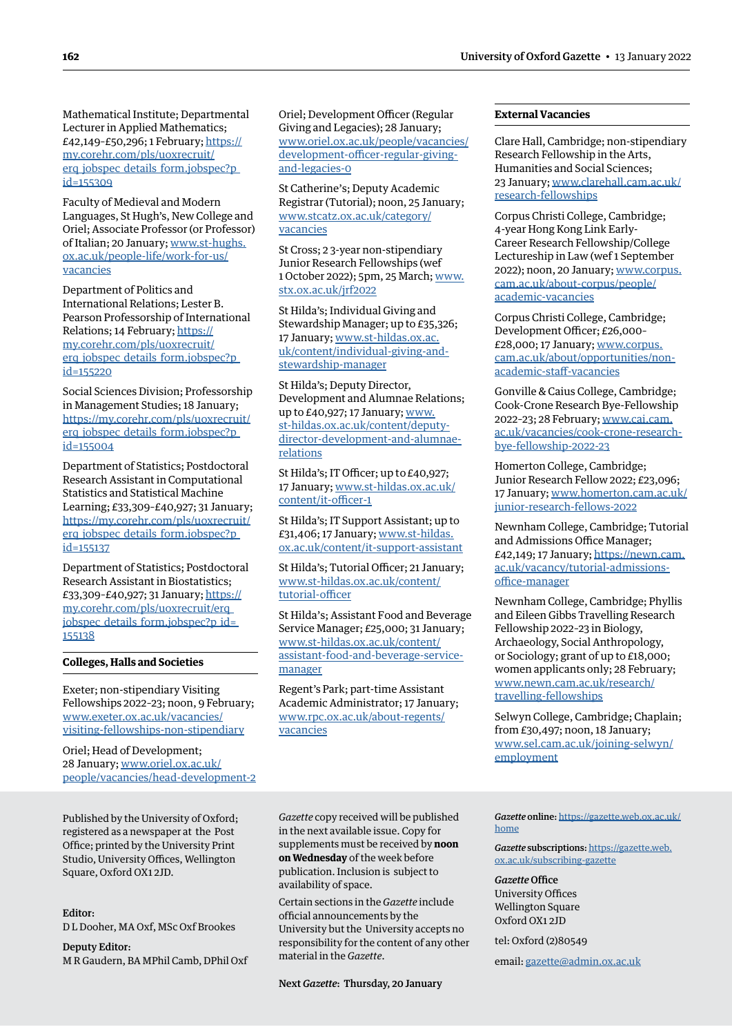Mathematical Institute; Departmental Lecturer in Applied Mathematics; £42,149–£50,296; 1 February; https://my.corehr.com/pls/uoxrecruit/erq_jobspec_details_form.jobspec?p_id=155309

Faculty of Medieval and Modern Languages, St Hugh's, New College and Oriel; Associate Professor (or Professor) of Italian; 20 January; www.st-hughs.ox.ac.uk/people-life/work-for-us/vacancies

Department of Politics and International Relations; Lester B. Pearson Professorship of International Relations; 14 February; https://my.corehr.com/pls/uoxrecruit/erq_jobspec_details_form.jobspec?p_id=155220

Social Sciences Division; Professorship in Management Studies; 18 January; https://my.corehr.com/pls/uoxrecruit/erq_jobspec_details_form.jobspec?p_id=155004

Department of Statistics; Postdoctoral Research Assistant in Computational Statistics and Statistical Machine Learning; £33,309–£40,927; 31 January; https://my.corehr.com/pls/uoxrecruit/erq_jobspec_details_form.jobspec?p_id=155137

Department of Statistics; Postdoctoral Research Assistant in Biostatistics; £33,309–£40,927; 31 January; https://my.corehr.com/pls/uoxrecruit/erq_jobspec_details_form.jobspec?p_id=155138

### Colleges, Halls and Societies

Exeter; non-stipendiary Visiting Fellowships 2022–23; noon, 9 February; www.exeter.ox.ac.uk/vacancies/visiting-fellowships-non-stipendiary

Oriel; Head of Development; 28 January; www.oriel.ox.ac.uk/people/vacancies/head-development-2

Oriel; Development Officer (Regular Giving and Legacies); 28 January; www.oriel.ox.ac.uk/people/vacancies/development-officer-regular-giving-and-legacies-0

St Catherine's; Deputy Academic Registrar (Tutorial); noon, 25 January; www.stcatz.ox.ac.uk/category/vacancies

St Cross; 2 3-year non-stipendiary Junior Research Fellowships (wef 1 October 2022); 5pm, 25 March; www.stx.ox.ac.uk/jrf2022

St Hilda's; Individual Giving and Stewardship Manager; up to £35,326; 17 January; www.st-hildas.ox.ac.uk/content/individual-giving-and-stewardship-manager

St Hilda's; Deputy Director, Development and Alumnae Relations; up to £40,927; 17 January; www.st-hildas.ox.ac.uk/content/deputy-director-development-and-alumnae-relations

St Hilda's; IT Officer; up to £40,927; 17 January; www.st-hildas.ox.ac.uk/content/it-officer-1

St Hilda's; IT Support Assistant; up to £31,406; 17 January; www.st-hildas.ox.ac.uk/content/it-support-assistant

St Hilda's; Tutorial Officer; 21 January; www.st-hildas.ox.ac.uk/content/tutorial-officer

St Hilda's; Assistant Food and Beverage Service Manager; £25,000; 31 January; www.st-hildas.ox.ac.uk/content/assistant-food-and-beverage-service-manager

Regent's Park; part-time Assistant Academic Administrator; 17 January; www.rpc.ox.ac.uk/about-regents/vacancies

### External Vacancies

Clare Hall, Cambridge; non-stipendiary Research Fellowship in the Arts, Humanities and Social Sciences; 23 January; www.clarehall.cam.ac.uk/research-fellowships

Corpus Christi College, Cambridge; 4-year Hong Kong Link Early-Career Research Fellowship/College Lectureship in Law (wef 1 September 2022); noon, 20 January; www.corpus.cam.ac.uk/about-corpus/people/academic-vacancies

Corpus Christi College, Cambridge; Development Officer; £26,000–£28,000; 17 January; www.corpus.cam.ac.uk/about/opportunities/non-academic-staff-vacancies

Gonville & Caius College, Cambridge; Cook-Crone Research Bye-Fellowship 2022–23; 28 February; www.cai.cam.ac.uk/vacancies/cook-crone-research-bye-fellowship-2022-23

Homerton College, Cambridge; Junior Research Fellow 2022; £23,096; 17 January; www.homerton.cam.ac.uk/junior-research-fellows-2022

Newnham College, Cambridge; Tutorial and Admissions Office Manager; £42,149; 17 January; https://newn.cam.ac.uk/vacancy/tutorial-admissions-office-manager

Newnham College, Cambridge; Phyllis and Eileen Gibbs Travelling Research Fellowship 2022–23 in Biology, Archaeology, Social Anthropology, or Sociology; grant of up to £18,000; women applicants only; 28 February; www.newn.cam.ac.uk/research/travelling-fellowships

Selwyn College, Cambridge; Chaplain; from £30,497; noon, 18 January; www.sel.cam.ac.uk/joining-selwyn/employment

---

Published by the University of Oxford; registered as a newspaper at the Post Office; printed by the University Print Studio, University Offices, Wellington Square, Oxford OX1 2JD.

**Editor:**
D L Dooher, MA Oxf, MSc Oxf Brookes

**Deputy Editor:**
M R Gaudern, BA MPhil Camb, DPhil Oxf

*Gazette* copy received will be published in the next available issue. Copy for supplements must be received by **noon on Wednesday** of the week before publication. Inclusion is subject to availability of space.

Certain sections in the *Gazette* include official announcements by the University but the University accepts no responsibility for the content of any other material in the *Gazette*.

**Next *Gazette*: Thursday, 20 January**

***Gazette* online:** https://gazette.web.ox.ac.uk/home

***Gazette* subscriptions:** https://gazette.web.ox.ac.uk/subscribing-gazette

***Gazette* Office**
University Offices
Wellington Square
Oxford OX1 2JD

tel: Oxford (2)80549

email: gazette@admin.ox.ac.uk